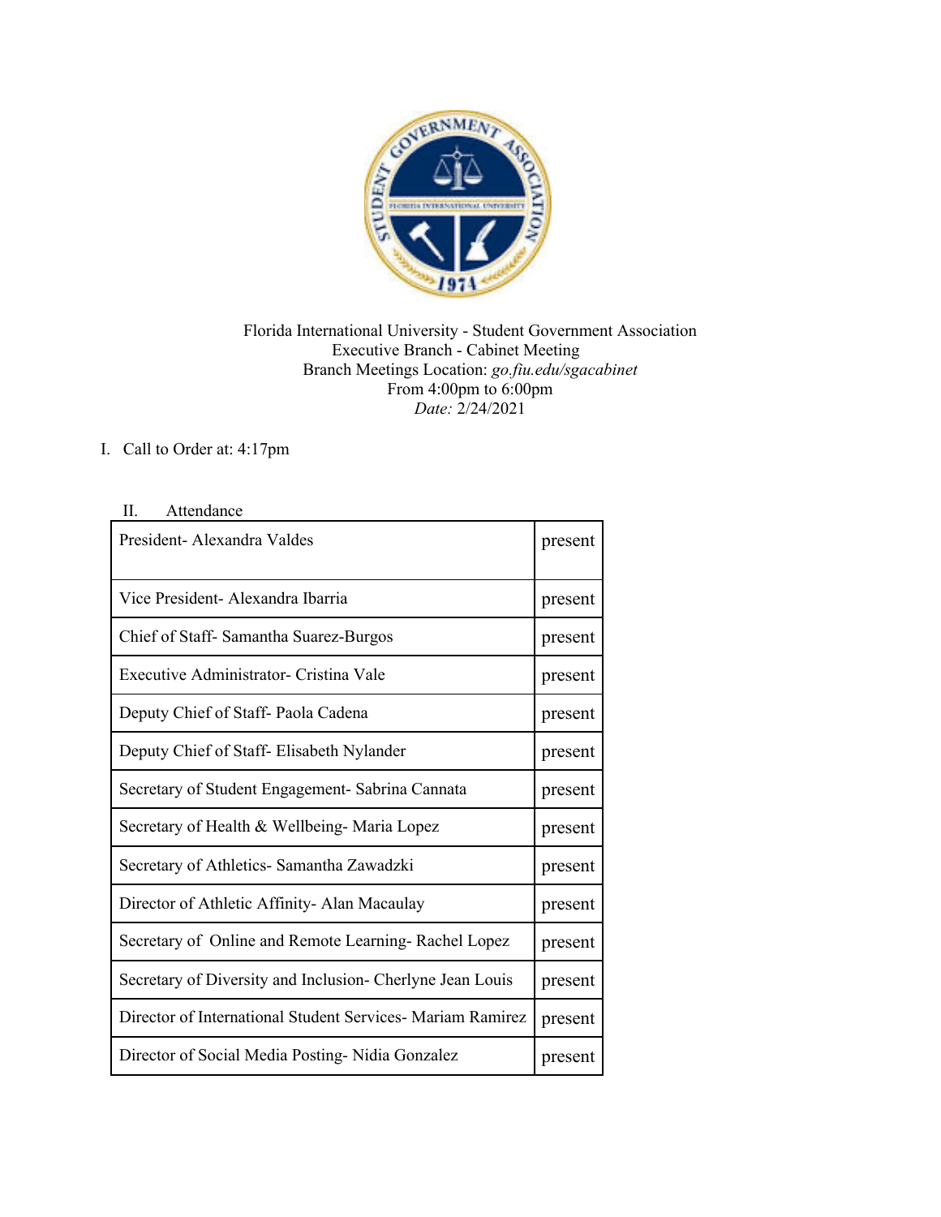Florida International University - Student Government Association
Executive Branch - Cabinet Meeting
Branch Meetings Location: *go.fiu.edu/sgacabinet*
From 4:00pm to 6:00pm
*Date:* 2/24/2021

I. Call to Order at: 4:17pm

II. Attendance

| | |
|---|---|
| President- Alexandra Valdes | present |
| Vice President- Alexandra Ibarria | present |
| Chief of Staff- Samantha Suarez-Burgos | present |
| Executive Administrator- Cristina Vale | present |
| Deputy Chief of Staff- Paola Cadena | present |
| Deputy Chief of Staff- Elisabeth Nylander | present |
| Secretary of Student Engagement- Sabrina Cannata | present |
| Secretary of Health & Wellbeing- Maria Lopez | present |
| Secretary of Athletics- Samantha Zawadzki | present |
| Director of Athletic Affinity- Alan Macaulay | present |
| Secretary of Online and Remote Learning- Rachel Lopez | present |
| Secretary of Diversity and Inclusion- Cherlyne Jean Louis | present |
| Director of International Student Services- Mariam Ramirez | present |
| Director of Social Media Posting- Nidia Gonzalez | present |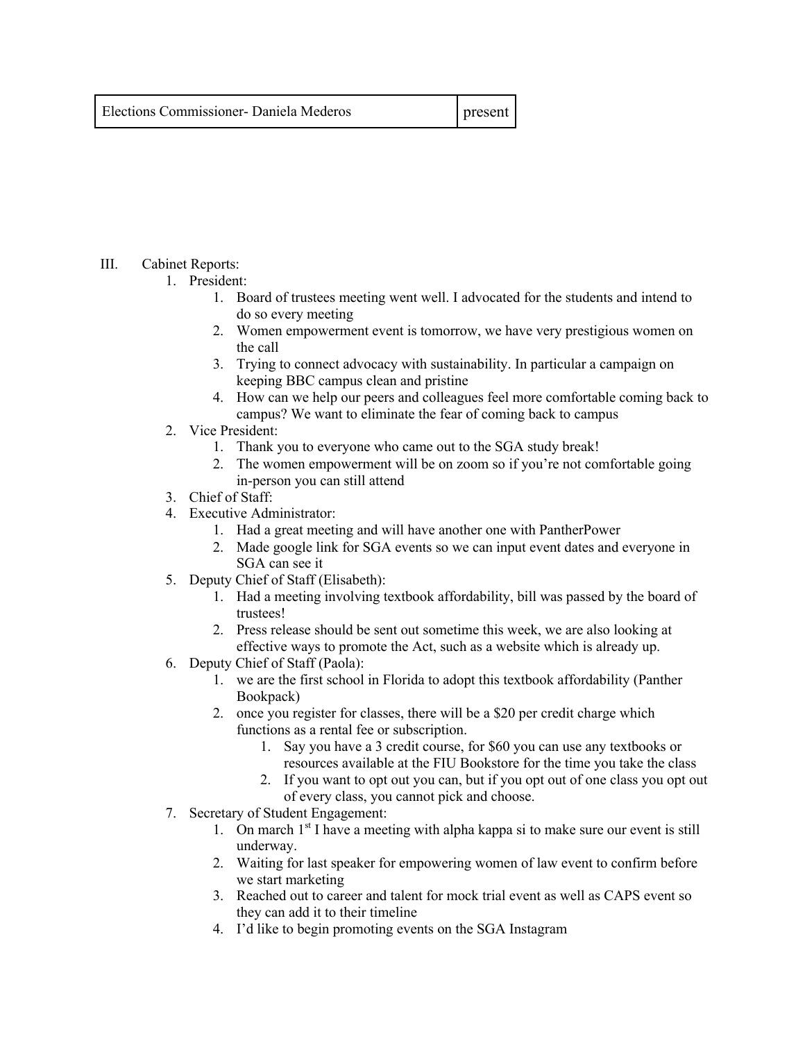| Elections Commissioner- Daniela Mederos | present |
|---|---|

III. Cabinet Reports:

1. President:
    1. Board of trustees meeting went well. I advocated for the students and intend to do so every meeting
    2. Women empowerment event is tomorrow, we have very prestigious women on the call
    3. Trying to connect advocacy with sustainability. In particular a campaign on keeping BBC campus clean and pristine
    4. How can we help our peers and colleagues feel more comfortable coming back to campus? We want to eliminate the fear of coming back to campus
2. Vice President:
    1. Thank you to everyone who came out to the SGA study break!
    2. The women empowerment will be on zoom so if you're not comfortable going in-person you can still attend
3. Chief of Staff:
4. Executive Administrator:
    1. Had a great meeting and will have another one with PantherPower
    2. Made google link for SGA events so we can input event dates and everyone in SGA can see it
5. Deputy Chief of Staff (Elisabeth):
    1. Had a meeting involving textbook affordability, bill was passed by the board of trustees!
    2. Press release should be sent out sometime this week, we are also looking at effective ways to promote the Act, such as a website which is already up.
6. Deputy Chief of Staff (Paola):
    1. we are the first school in Florida to adopt this textbook affordability (Panther Bookpack)
    2. once you register for classes, there will be a $20 per credit charge which functions as a rental fee or subscription.
        1. Say you have a 3 credit course, for $60 you can use any textbooks or resources available at the FIU Bookstore for the time you take the class
        2. If you want to opt out you can, but if you opt out of one class you opt out of every class, you cannot pick and choose.
7. Secretary of Student Engagement:
    1. On march 1st I have a meeting with alpha kappa si to make sure our event is still underway.
    2. Waiting for last speaker for empowering women of law event to confirm before we start marketing
    3. Reached out to career and talent for mock trial event as well as CAPS event so they can add it to their timeline
    4. I'd like to begin promoting events on the SGA Instagram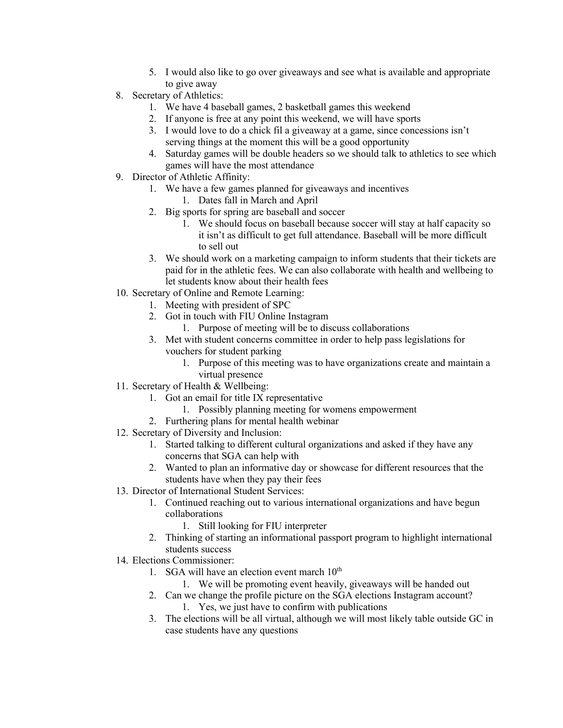5. I would also like to go over giveaways and see what is available and appropriate to give away
8. Secretary of Athletics:
   1. We have 4 baseball games, 2 basketball games this weekend
   2. If anyone is free at any point this weekend, we will have sports
   3. I would love to do a chick fil a giveaway at a game, since concessions isn't serving things at the moment this will be a good opportunity
   4. Saturday games will be double headers so we should talk to athletics to see which games will have the most attendance
9. Director of Athletic Affinity:
   1. We have a few games planned for giveaways and incentives
      1. Dates fall in March and April
   2. Big sports for spring are baseball and soccer
      1. We should focus on baseball because soccer will stay at half capacity so it isn't as difficult to get full attendance. Baseball will be more difficult to sell out
   3. We should work on a marketing campaign to inform students that their tickets are paid for in the athletic fees. We can also collaborate with health and wellbeing to let students know about their health fees
10. Secretary of Online and Remote Learning:
    1. Meeting with president of SPC
    2. Got in touch with FIU Online Instagram
       1. Purpose of meeting will be to discuss collaborations
    3. Met with student concerns committee in order to help pass legislations for vouchers for student parking
       1. Purpose of this meeting was to have organizations create and maintain a virtual presence
11. Secretary of Health & Wellbeing:
    1. Got an email for title IX representative
       1. Possibly planning meeting for womens empowerment
    2. Furthering plans for mental health webinar
12. Secretary of Diversity and Inclusion:
    1. Started talking to different cultural organizations and asked if they have any concerns that SGA can help with
    2. Wanted to plan an informative day or showcase for different resources that the students have when they pay their fees
13. Director of International Student Services:
    1. Continued reaching out to various international organizations and have begun collaborations
       1. Still looking for FIU interpreter
    2. Thinking of starting an informational passport program to highlight international students success
14. Elections Commissioner:
    1. SGA will have an election event march 10th
       1. We will be promoting event heavily, giveaways will be handed out
    2. Can we change the profile picture on the SGA elections Instagram account?
       1. Yes, we just have to confirm with publications
    3. The elections will be all virtual, although we will most likely table outside GC in case students have any questions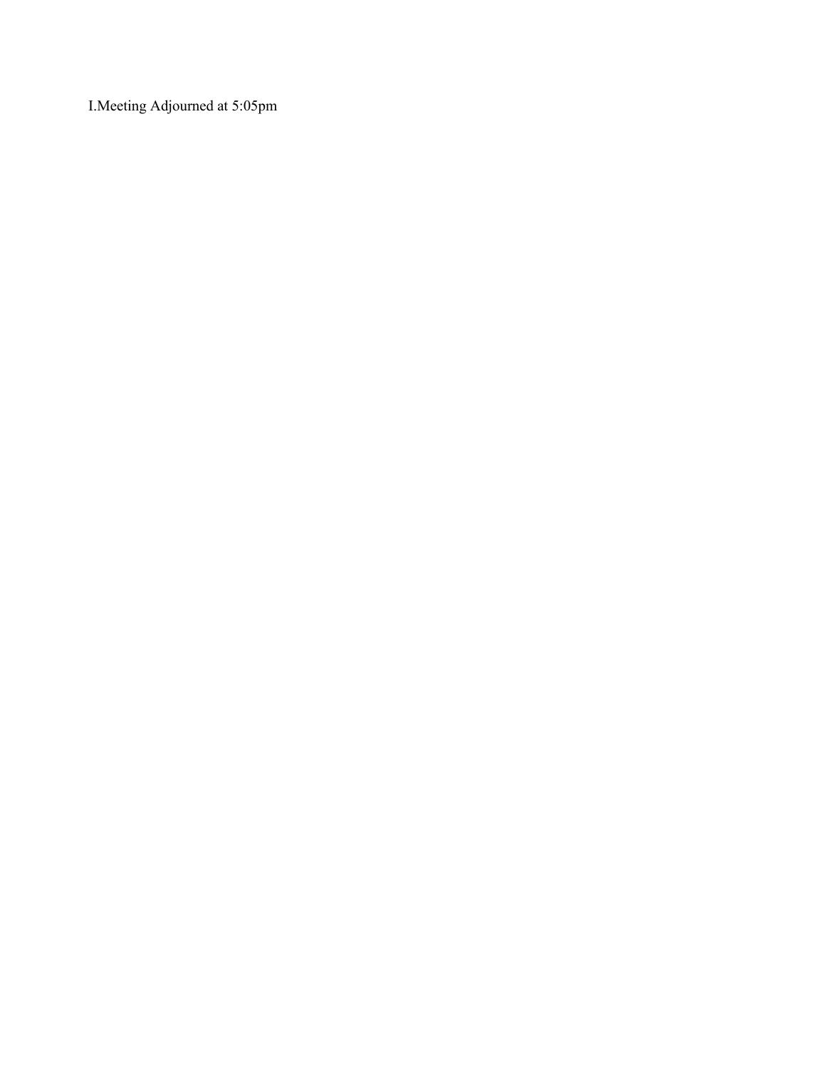I.Meeting Adjourned at 5:05pm